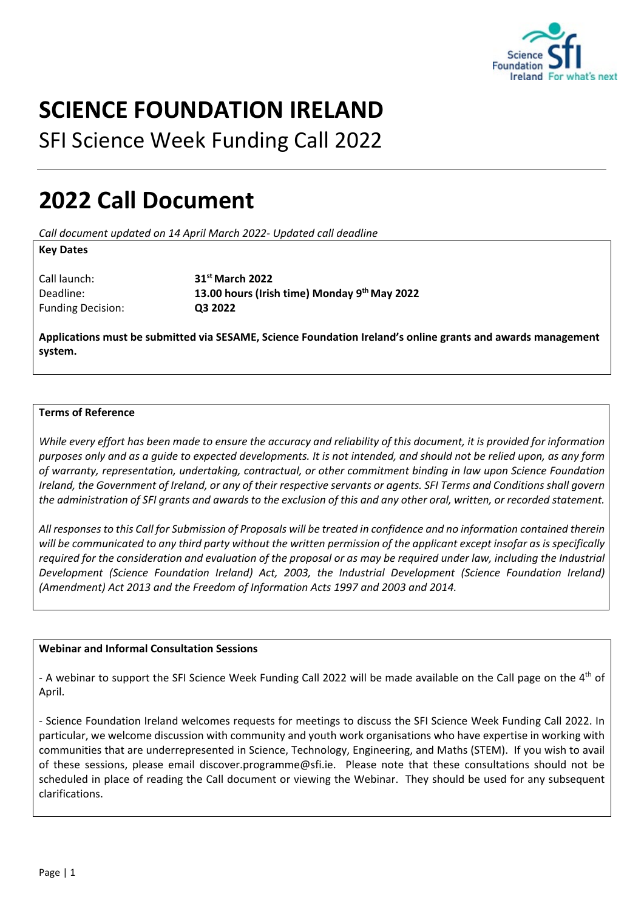# SCIENCE FOUNDATION IRELAND

SFI Science Week Funding Call 2022

# 2022 Call Document

*Call document updated on 14 April March 2022- Updated call deadline*

**Key Dates**

| | |
|---|---|
| Call launch: | **31st March 2022** |
| Deadline: | **13.00 hours (Irish time) Monday 9th May 2022** |
| Funding Decision: | **Q3 2022** |

**Applications must be submitted via SESAME, Science Foundation Ireland's online grants and awards management system.**

**Terms of Reference**

*While every effort has been made to ensure the accuracy and reliability of this document, it is provided for information purposes only and as a guide to expected developments. It is not intended, and should not be relied upon, as any form of warranty, representation, undertaking, contractual, or other commitment binding in law upon Science Foundation Ireland, the Government of Ireland, or any of their respective servants or agents. SFI Terms and Conditions shall govern the administration of SFI grants and awards to the exclusion of this and any other oral, written, or recorded statement.*

*All responses to this Call for Submission of Proposals will be treated in confidence and no information contained therein will be communicated to any third party without the written permission of the applicant except insofar as is specifically required for the consideration and evaluation of the proposal or as may be required under law, including the Industrial Development (Science Foundation Ireland) Act, 2003, the Industrial Development (Science Foundation Ireland) (Amendment) Act 2013 and the Freedom of Information Acts 1997 and 2003 and 2014.*

**Webinar and Informal Consultation Sessions**

- A webinar to support the SFI Science Week Funding Call 2022 will be made available on the Call page on the 4th of April.

- Science Foundation Ireland welcomes requests for meetings to discuss the SFI Science Week Funding Call 2022. In particular, we welcome discussion with community and youth work organisations who have expertise in working with communities that are underrepresented in Science, Technology, Engineering, and Maths (STEM). If you wish to avail of these sessions, please email discover.programme@sfi.ie. Please note that these consultations should not be scheduled in place of reading the Call document or viewing the Webinar. They should be used for any subsequent clarifications.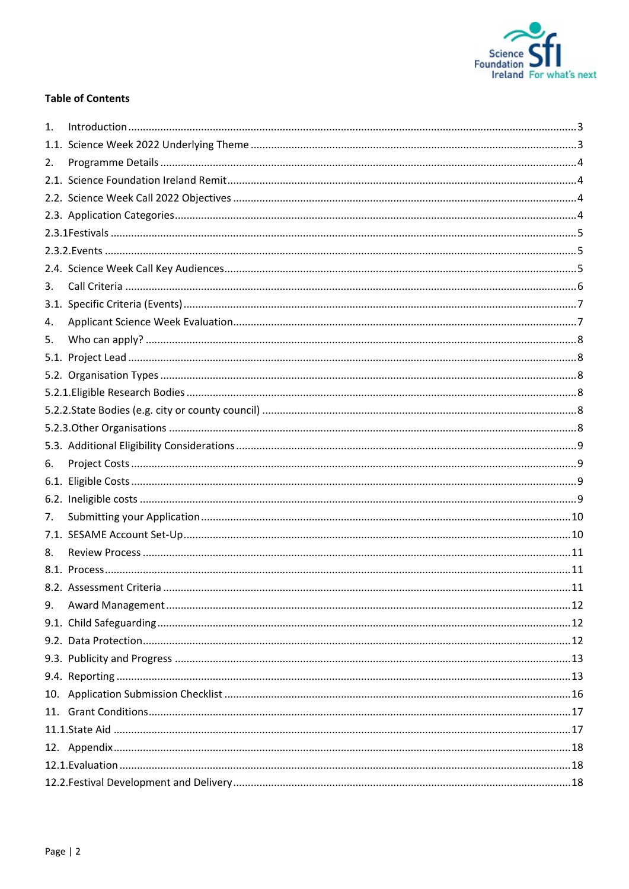**Table of Contents**

1. Introduction ........ 3
1.1. Science Week 2022 Underlying Theme ........ 3
2. Programme Details ........ 4
2.1. Science Foundation Ireland Remit ........ 4
2.2. Science Week Call 2022 Objectives ........ 4
2.3. Application Categories ........ 4
2.3.1 Festivals ........ 5
2.3.2. Events ........ 5
2.4. Science Week Call Key Audiences ........ 5
3. Call Criteria ........ 6
3.1. Specific Criteria (Events) ........ 7
4. Applicant Science Week Evaluation ........ 7
5. Who can apply? ........ 8
5.1. Project Lead ........ 8
5.2. Organisation Types ........ 8
5.2.1. Eligible Research Bodies ........ 8
5.2.2. State Bodies (e.g. city or county council) ........ 8
5.2.3. Other Organisations ........ 8
5.3. Additional Eligibility Considerations ........ 9
6. Project Costs ........ 9
6.1. Eligible Costs ........ 9
6.2. Ineligible costs ........ 9
7. Submitting your Application ........ 10
7.1. SESAME Account Set-Up ........ 10
8. Review Process ........ 11
8.1. Process ........ 11
8.2. Assessment Criteria ........ 11
9. Award Management ........ 12
9.1. Child Safeguarding ........ 12
9.2. Data Protection ........ 12
9.3. Publicity and Progress ........ 13
9.4. Reporting ........ 13
10. Application Submission Checklist ........ 16
11. Grant Conditions ........ 17
11.1. State Aid ........ 17
12. Appendix ........ 18
12.1. Evaluation ........ 18
12.2. Festival Development and Delivery ........ 18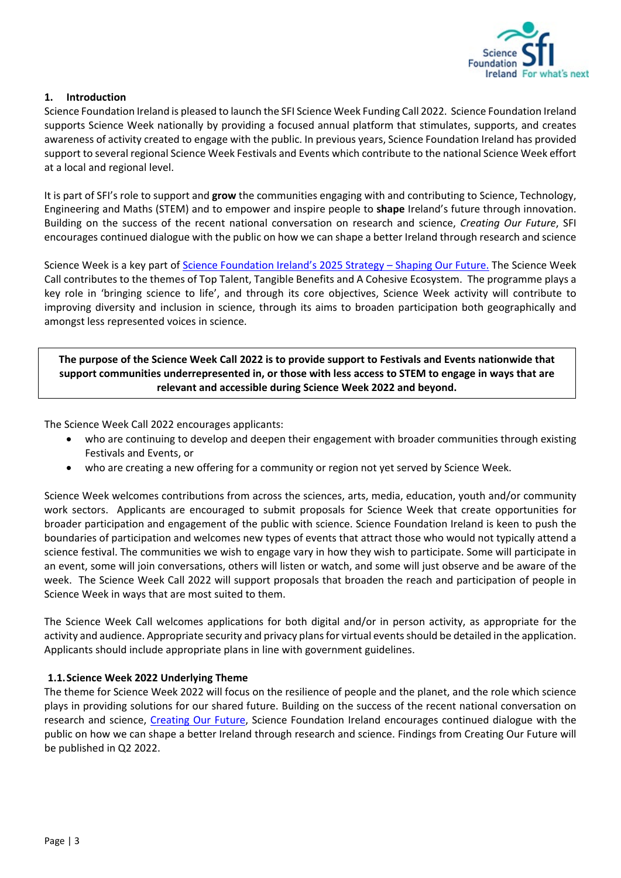## 1. Introduction

Science Foundation Ireland is pleased to launch the SFI Science Week Funding Call 2022. Science Foundation Ireland supports Science Week nationally by providing a focused annual platform that stimulates, supports, and creates awareness of activity created to engage with the public. In previous years, Science Foundation Ireland has provided support to several regional Science Week Festivals and Events which contribute to the national Science Week effort at a local and regional level.

It is part of SFI's role to support and **grow** the communities engaging with and contributing to Science, Technology, Engineering and Maths (STEM) and to empower and inspire people to **shape** Ireland's future through innovation. Building on the success of the recent national conversation on research and science, *Creating Our Future*, SFI encourages continued dialogue with the public on how we can shape a better Ireland through research and science

Science Week is a key part of [Science Foundation Ireland's 2025 Strategy – Shaping Our Future.](#) The Science Week Call contributes to the themes of Top Talent, Tangible Benefits and A Cohesive Ecosystem. The programme plays a key role in 'bringing science to life', and through its core objectives, Science Week activity will contribute to improving diversity and inclusion in science, through its aims to broaden participation both geographically and amongst less represented voices in science.

**The purpose of the Science Week Call 2022 is to provide support to Festivals and Events nationwide that support communities underrepresented in, or those with less access to STEM to engage in ways that are relevant and accessible during Science Week 2022 and beyond.**

The Science Week Call 2022 encourages applicants:

- who are continuing to develop and deepen their engagement with broader communities through existing Festivals and Events, or
- who are creating a new offering for a community or region not yet served by Science Week.

Science Week welcomes contributions from across the sciences, arts, media, education, youth and/or community work sectors. Applicants are encouraged to submit proposals for Science Week that create opportunities for broader participation and engagement of the public with science. Science Foundation Ireland is keen to push the boundaries of participation and welcomes new types of events that attract those who would not typically attend a science festival. The communities we wish to engage vary in how they wish to participate. Some will participate in an event, some will join conversations, others will listen or watch, and some will just observe and be aware of the week. The Science Week Call 2022 will support proposals that broaden the reach and participation of people in Science Week in ways that are most suited to them.

The Science Week Call welcomes applications for both digital and/or in person activity, as appropriate for the activity and audience. Appropriate security and privacy plans for virtual events should be detailed in the application. Applicants should include appropriate plans in line with government guidelines.

### 1.1. Science Week 2022 Underlying Theme

The theme for Science Week 2022 will focus on the resilience of people and the planet, and the role which science plays in providing solutions for our shared future. Building on the success of the recent national conversation on research and science, [Creating Our Future](#), Science Foundation Ireland encourages continued dialogue with the public on how we can shape a better Ireland through research and science. Findings from Creating Our Future will be published in Q2 2022.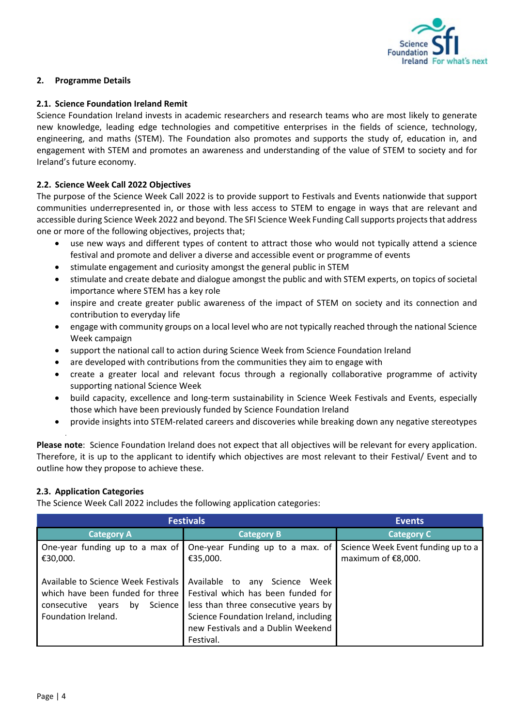## 2. Programme Details

### 2.1. Science Foundation Ireland Remit

Science Foundation Ireland invests in academic researchers and research teams who are most likely to generate new knowledge, leading edge technologies and competitive enterprises in the fields of science, technology, engineering, and maths (STEM). The Foundation also promotes and supports the study of, education in, and engagement with STEM and promotes an awareness and understanding of the value of STEM to society and for Ireland's future economy.

### 2.2. Science Week Call 2022 Objectives

The purpose of the Science Week Call 2022 is to provide support to Festivals and Events nationwide that support communities underrepresented in, or those with less access to STEM to engage in ways that are relevant and accessible during Science Week 2022 and beyond. The SFI Science Week Funding Call supports projects that address one or more of the following objectives, projects that;

- use new ways and different types of content to attract those who would not typically attend a science festival and promote and deliver a diverse and accessible event or programme of events
- stimulate engagement and curiosity amongst the general public in STEM
- stimulate and create debate and dialogue amongst the public and with STEM experts, on topics of societal importance where STEM has a key role
- inspire and create greater public awareness of the impact of STEM on society and its connection and contribution to everyday life
- engage with community groups on a local level who are not typically reached through the national Science Week campaign
- support the national call to action during Science Week from Science Foundation Ireland
- are developed with contributions from the communities they aim to engage with
- create a greater local and relevant focus through a regionally collaborative programme of activity supporting national Science Week
- build capacity, excellence and long-term sustainability in Science Week Festivals and Events, especially those which have been previously funded by Science Foundation Ireland
- provide insights into STEM-related careers and discoveries while breaking down any negative stereotypes

**Please note**: Science Foundation Ireland does not expect that all objectives will be relevant for every application. Therefore, it is up to the applicant to identify which objectives are most relevant to their Festival/ Event and to outline how they propose to achieve these.

### 2.3. Application Categories

The Science Week Call 2022 includes the following application categories:

| Festivals | | Events |
|---|---|---|
| **Category A** | **Category B** | **Category C** |
| One-year funding up to a max of €30,000.<br><br>Available to Science Week Festivals which have been funded for three consecutive years by Science Foundation Ireland. | One-year Funding up to a max. of €35,000.<br><br>Available to any Science Week Festival which has been funded for less than three consecutive years by Science Foundation Ireland, including new Festivals and a Dublin Weekend Festival. | Science Week Event funding up to a maximum of €8,000. |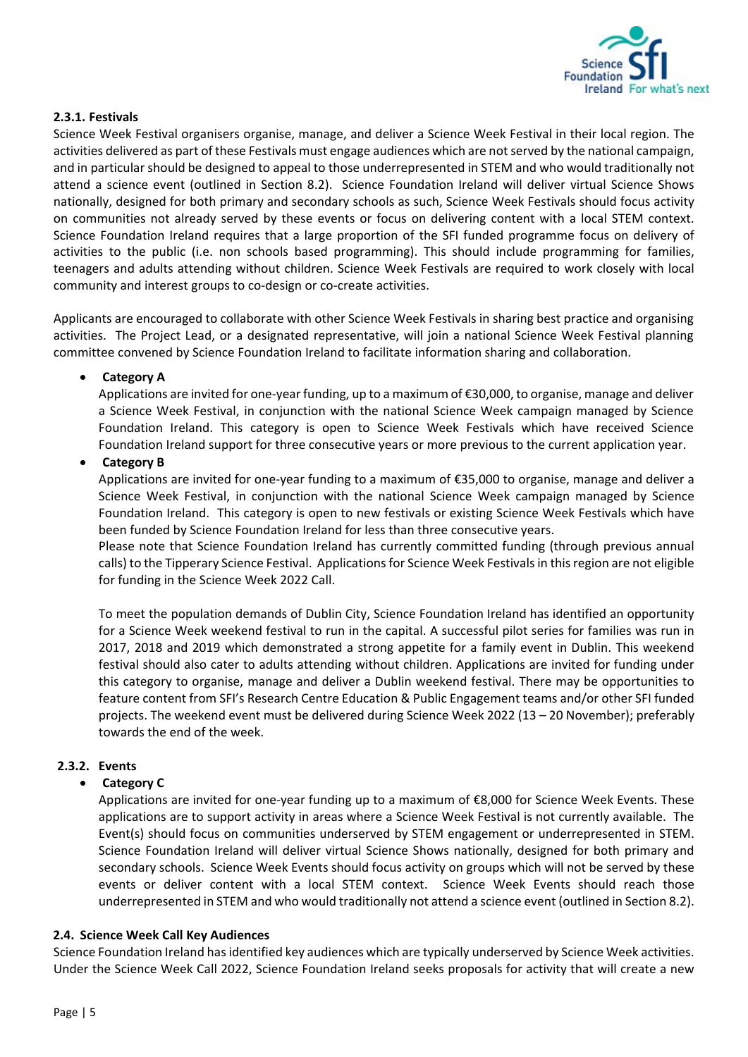#### 2.3.1. Festivals

Science Week Festival organisers organise, manage, and deliver a Science Week Festival in their local region. The activities delivered as part of these Festivals must engage audiences which are not served by the national campaign, and in particular should be designed to appeal to those underrepresented in STEM and who would traditionally not attend a science event (outlined in Section 8.2). Science Foundation Ireland will deliver virtual Science Shows nationally, designed for both primary and secondary schools as such, Science Week Festivals should focus activity on communities not already served by these events or focus on delivering content with a local STEM context. Science Foundation Ireland requires that a large proportion of the SFI funded programme focus on delivery of activities to the public (i.e. non schools based programming). This should include programming for families, teenagers and adults attending without children. Science Week Festivals are required to work closely with local community and interest groups to co-design or co-create activities.

Applicants are encouraged to collaborate with other Science Week Festivals in sharing best practice and organising activities. The Project Lead, or a designated representative, will join a national Science Week Festival planning committee convened by Science Foundation Ireland to facilitate information sharing and collaboration.

- **Category A**

  Applications are invited for one-year funding, up to a maximum of €30,000, to organise, manage and deliver a Science Week Festival, in conjunction with the national Science Week campaign managed by Science Foundation Ireland. This category is open to Science Week Festivals which have received Science Foundation Ireland support for three consecutive years or more previous to the current application year.

- **Category B**

  Applications are invited for one-year funding to a maximum of €35,000 to organise, manage and deliver a Science Week Festival, in conjunction with the national Science Week campaign managed by Science Foundation Ireland. This category is open to new festivals or existing Science Week Festivals which have been funded by Science Foundation Ireland for less than three consecutive years.

  Please note that Science Foundation Ireland has currently committed funding (through previous annual calls) to the Tipperary Science Festival. Applications for Science Week Festivals in this region are not eligible for funding in the Science Week 2022 Call.

  To meet the population demands of Dublin City, Science Foundation Ireland has identified an opportunity for a Science Week weekend festival to run in the capital. A successful pilot series for families was run in 2017, 2018 and 2019 which demonstrated a strong appetite for a family event in Dublin. This weekend festival should also cater to adults attending without children. Applications are invited for funding under this category to organise, manage and deliver a Dublin weekend festival. There may be opportunities to feature content from SFI's Research Centre Education & Public Engagement teams and/or other SFI funded projects. The weekend event must be delivered during Science Week 2022 (13 – 20 November); preferably towards the end of the week.

#### 2.3.2. Events

- **Category C**

  Applications are invited for one-year funding up to a maximum of €8,000 for Science Week Events. These applications are to support activity in areas where a Science Week Festival is not currently available. The Event(s) should focus on communities underserved by STEM engagement or underrepresented in STEM. Science Foundation Ireland will deliver virtual Science Shows nationally, designed for both primary and secondary schools. Science Week Events should focus activity on groups which will not be served by these events or deliver content with a local STEM context. Science Week Events should reach those underrepresented in STEM and who would traditionally not attend a science event (outlined in Section 8.2).

### 2.4. Science Week Call Key Audiences

Science Foundation Ireland has identified key audiences which are typically underserved by Science Week activities. Under the Science Week Call 2022, Science Foundation Ireland seeks proposals for activity that will create a new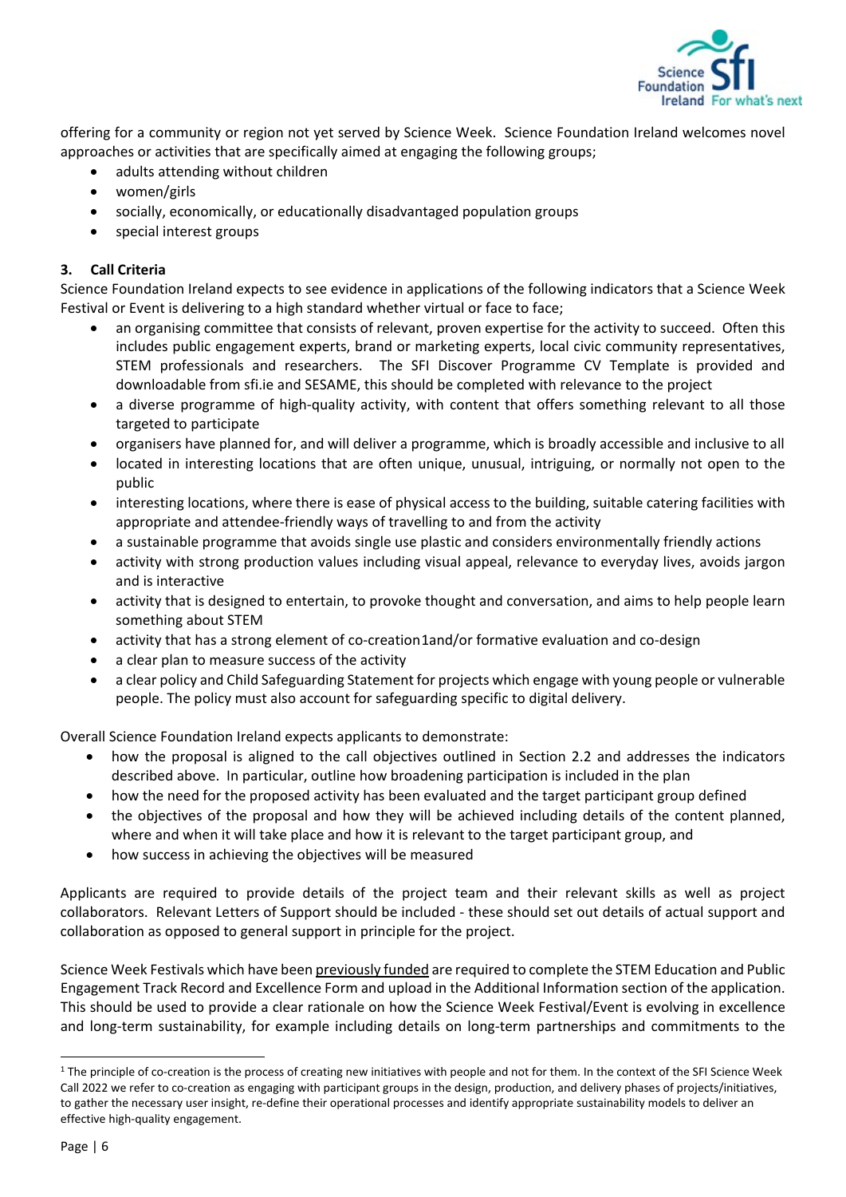offering for a community or region not yet served by Science Week. Science Foundation Ireland welcomes novel approaches or activities that are specifically aimed at engaging the following groups;

- adults attending without children
- women/girls
- socially, economically, or educationally disadvantaged population groups
- special interest groups

### 3. Call Criteria

Science Foundation Ireland expects to see evidence in applications of the following indicators that a Science Week Festival or Event is delivering to a high standard whether virtual or face to face;

- an organising committee that consists of relevant, proven expertise for the activity to succeed. Often this includes public engagement experts, brand or marketing experts, local civic community representatives, STEM professionals and researchers. The SFI Discover Programme CV Template is provided and downloadable from sfi.ie and SESAME, this should be completed with relevance to the project
- a diverse programme of high-quality activity, with content that offers something relevant to all those targeted to participate
- organisers have planned for, and will deliver a programme, which is broadly accessible and inclusive to all
- located in interesting locations that are often unique, unusual, intriguing, or normally not open to the public
- interesting locations, where there is ease of physical access to the building, suitable catering facilities with appropriate and attendee-friendly ways of travelling to and from the activity
- a sustainable programme that avoids single use plastic and considers environmentally friendly actions
- activity with strong production values including visual appeal, relevance to everyday lives, avoids jargon and is interactive
- activity that is designed to entertain, to provoke thought and conversation, and aims to help people learn something about STEM
- activity that has a strong element of co-creation[1] and/or formative evaluation and co-design
- a clear plan to measure success of the activity
- a clear policy and Child Safeguarding Statement for projects which engage with young people or vulnerable people. The policy must also account for safeguarding specific to digital delivery.

Overall Science Foundation Ireland expects applicants to demonstrate:

- how the proposal is aligned to the call objectives outlined in Section 2.2 and addresses the indicators described above. In particular, outline how broadening participation is included in the plan
- how the need for the proposed activity has been evaluated and the target participant group defined
- the objectives of the proposal and how they will be achieved including details of the content planned, where and when it will take place and how it is relevant to the target participant group, and
- how success in achieving the objectives will be measured

Applicants are required to provide details of the project team and their relevant skills as well as project collaborators. Relevant Letters of Support should be included - these should set out details of actual support and collaboration as opposed to general support in principle for the project.

Science Week Festivals which have been previously funded are required to complete the STEM Education and Public Engagement Track Record and Excellence Form and upload in the Additional Information section of the application. This should be used to provide a clear rationale on how the Science Week Festival/Event is evolving in excellence and long-term sustainability, for example including details on long-term partnerships and commitments to the

[1] The principle of co-creation is the process of creating new initiatives with people and not for them. In the context of the SFI Science Week Call 2022 we refer to co-creation as engaging with participant groups in the design, production, and delivery phases of projects/initiatives, to gather the necessary user insight, re-define their operational processes and identify appropriate sustainability models to deliver an effective high-quality engagement.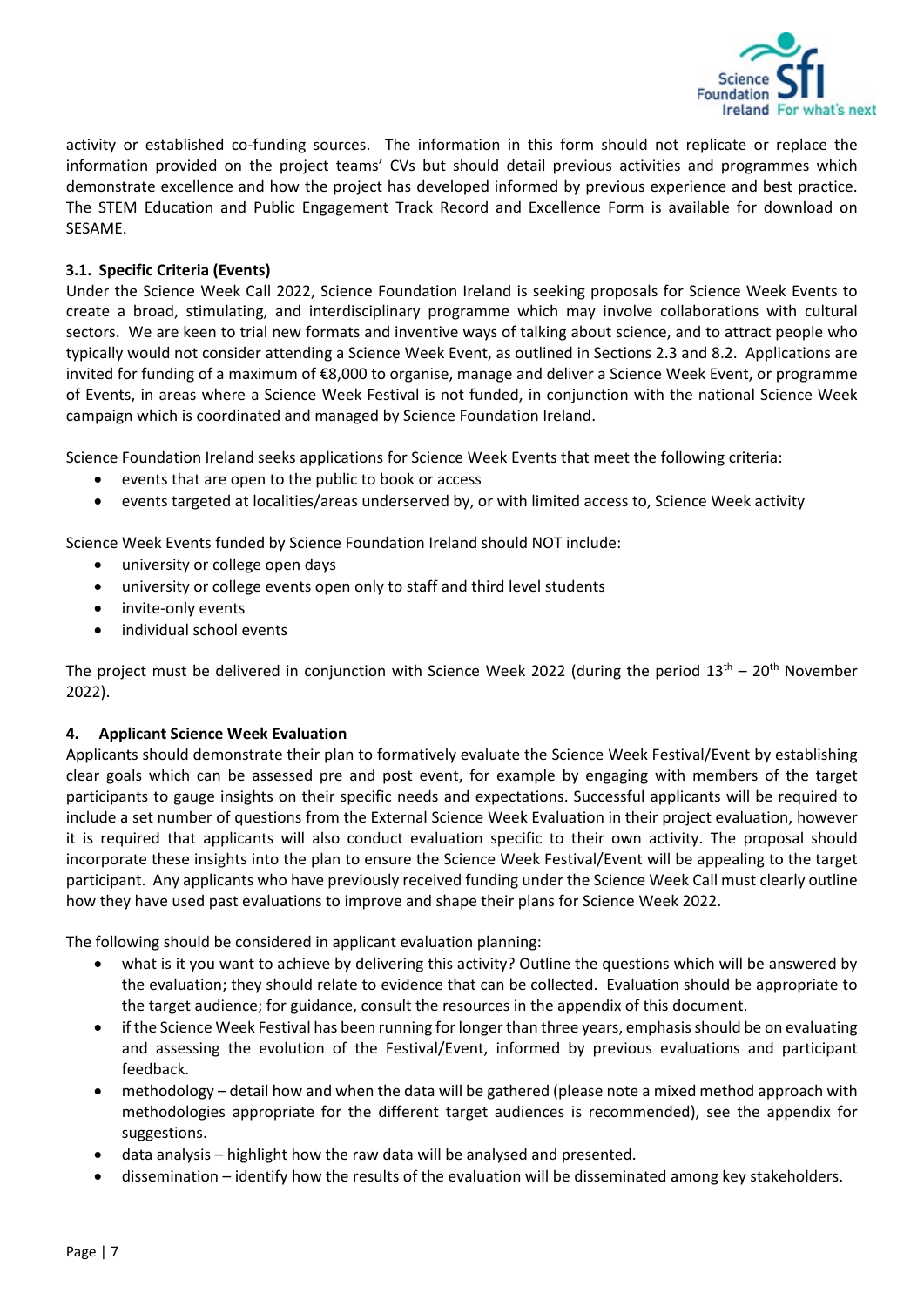activity or established co-funding sources. The information in this form should not replicate or replace the information provided on the project teams' CVs but should detail previous activities and programmes which demonstrate excellence and how the project has developed informed by previous experience and best practice. The STEM Education and Public Engagement Track Record and Excellence Form is available for download on SESAME.

### 3.1. Specific Criteria (Events)

Under the Science Week Call 2022, Science Foundation Ireland is seeking proposals for Science Week Events to create a broad, stimulating, and interdisciplinary programme which may involve collaborations with cultural sectors. We are keen to trial new formats and inventive ways of talking about science, and to attract people who typically would not consider attending a Science Week Event, as outlined in Sections 2.3 and 8.2. Applications are invited for funding of a maximum of €8,000 to organise, manage and deliver a Science Week Event, or programme of Events, in areas where a Science Week Festival is not funded, in conjunction with the national Science Week campaign which is coordinated and managed by Science Foundation Ireland.

Science Foundation Ireland seeks applications for Science Week Events that meet the following criteria:

- events that are open to the public to book or access
- events targeted at localities/areas underserved by, or with limited access to, Science Week activity

Science Week Events funded by Science Foundation Ireland should NOT include:

- university or college open days
- university or college events open only to staff and third level students
- invite-only events
- individual school events

The project must be delivered in conjunction with Science Week 2022 (during the period 13th – 20th November 2022).

## 4. Applicant Science Week Evaluation

Applicants should demonstrate their plan to formatively evaluate the Science Week Festival/Event by establishing clear goals which can be assessed pre and post event, for example by engaging with members of the target participants to gauge insights on their specific needs and expectations. Successful applicants will be required to include a set number of questions from the External Science Week Evaluation in their project evaluation, however it is required that applicants will also conduct evaluation specific to their own activity. The proposal should incorporate these insights into the plan to ensure the Science Week Festival/Event will be appealing to the target participant. Any applicants who have previously received funding under the Science Week Call must clearly outline how they have used past evaluations to improve and shape their plans for Science Week 2022.

The following should be considered in applicant evaluation planning:

- what is it you want to achieve by delivering this activity? Outline the questions which will be answered by the evaluation; they should relate to evidence that can be collected. Evaluation should be appropriate to the target audience; for guidance, consult the resources in the appendix of this document.
- if the Science Week Festival has been running for longer than three years, emphasis should be on evaluating and assessing the evolution of the Festival/Event, informed by previous evaluations and participant feedback.
- methodology – detail how and when the data will be gathered (please note a mixed method approach with methodologies appropriate for the different target audiences is recommended), see the appendix for suggestions.
- data analysis – highlight how the raw data will be analysed and presented.
- dissemination – identify how the results of the evaluation will be disseminated among key stakeholders.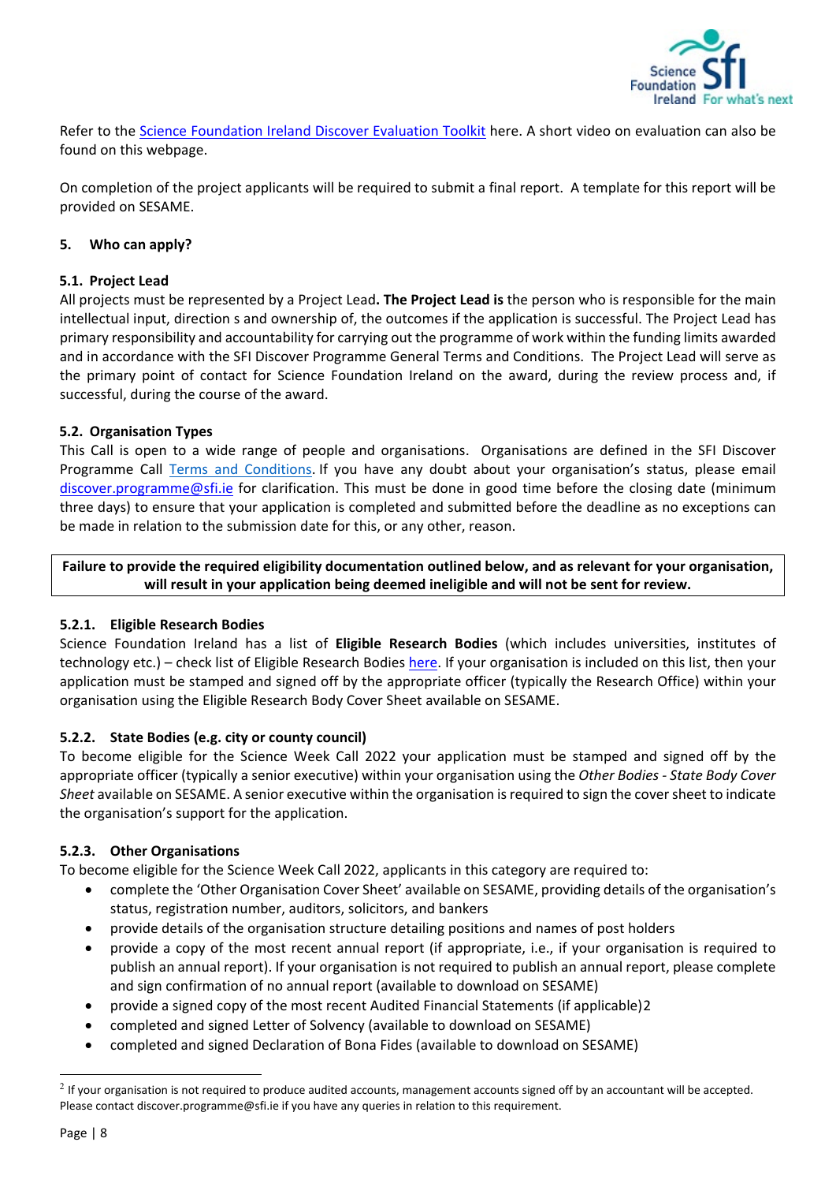Refer to the Science Foundation Ireland Discover Evaluation Toolkit here. A short video on evaluation can also be found on this webpage.

On completion of the project applicants will be required to submit a final report. A template for this report will be provided on SESAME.

## 5. Who can apply?

### 5.1. Project Lead

All projects must be represented by a Project Lead**. The Project Lead is** the person who is responsible for the main intellectual input, direction s and ownership of, the outcomes if the application is successful. The Project Lead has primary responsibility and accountability for carrying out the programme of work within the funding limits awarded and in accordance with the SFI Discover Programme General Terms and Conditions. The Project Lead will serve as the primary point of contact for Science Foundation Ireland on the award, during the review process and, if successful, during the course of the award.

### 5.2. Organisation Types

This Call is open to a wide range of people and organisations. Organisations are defined in the SFI Discover Programme Call Terms and Conditions. If you have any doubt about your organisation's status, please email discover.programme@sfi.ie for clarification. This must be done in good time before the closing date (minimum three days) to ensure that your application is completed and submitted before the deadline as no exceptions can be made in relation to the submission date for this, or any other, reason.

**Failure to provide the required eligibility documentation outlined below, and as relevant for your organisation, will result in your application being deemed ineligible and will not be sent for review.**

#### 5.2.1. Eligible Research Bodies

Science Foundation Ireland has a list of **Eligible Research Bodies** (which includes universities, institutes of technology etc.) – check list of Eligible Research Bodies here. If your organisation is included on this list, then your application must be stamped and signed off by the appropriate officer (typically the Research Office) within your organisation using the Eligible Research Body Cover Sheet available on SESAME.

#### 5.2.2. State Bodies (e.g. city or county council)

To become eligible for the Science Week Call 2022 your application must be stamped and signed off by the appropriate officer (typically a senior executive) within your organisation using the *Other Bodies - State Body Cover Sheet* available on SESAME. A senior executive within the organisation is required to sign the cover sheet to indicate the organisation's support for the application.

#### 5.2.3. Other Organisations

To become eligible for the Science Week Call 2022, applicants in this category are required to:

- complete the 'Other Organisation Cover Sheet' available on SESAME, providing details of the organisation's status, registration number, auditors, solicitors, and bankers
- provide details of the organisation structure detailing positions and names of post holders
- provide a copy of the most recent annual report (if appropriate, i.e., if your organisation is required to publish an annual report). If your organisation is not required to publish an annual report, please complete and sign confirmation of no annual report (available to download on SESAME)
- provide a signed copy of the most recent Audited Financial Statements (if applicable)[2]
- completed and signed Letter of Solvency (available to download on SESAME)
- completed and signed Declaration of Bona Fides (available to download on SESAME)

[2] If your organisation is not required to produce audited accounts, management accounts signed off by an accountant will be accepted. Please contact discover.programme@sfi.ie if you have any queries in relation to this requirement.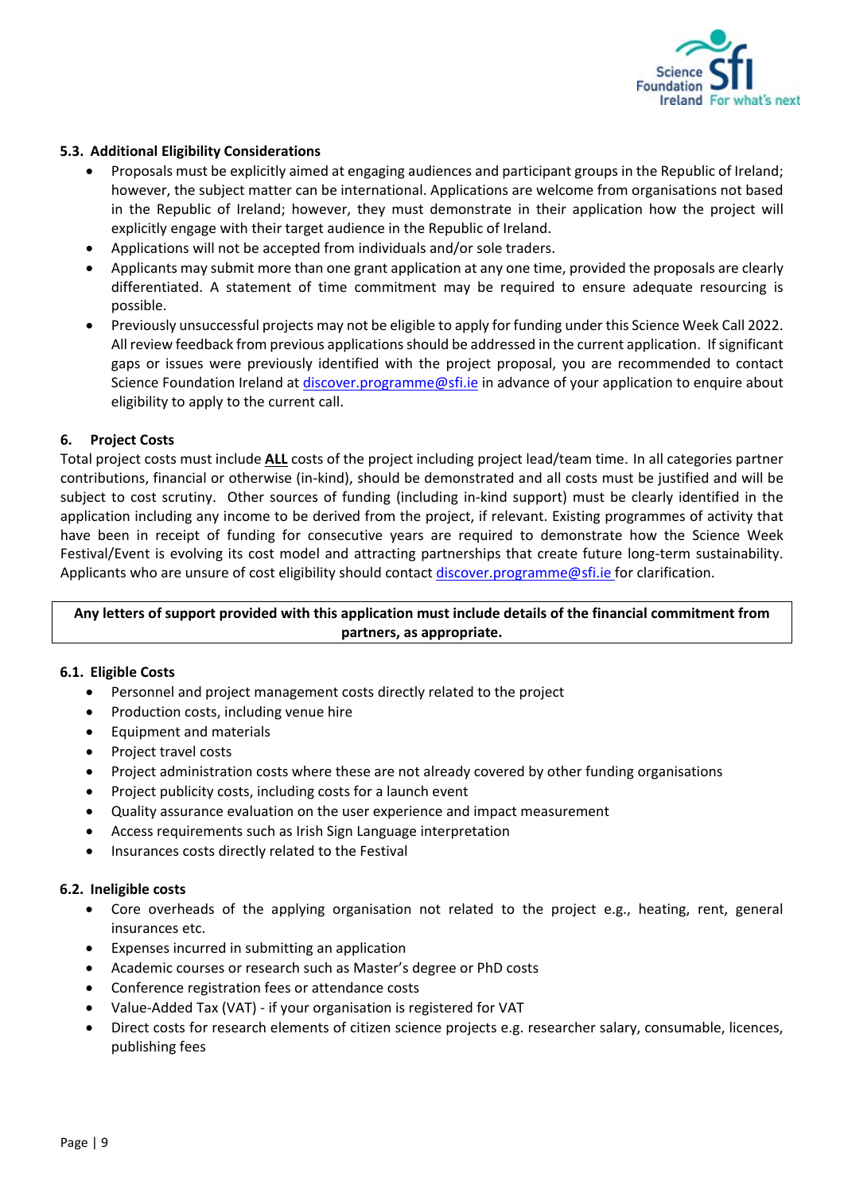### 5.3. Additional Eligibility Considerations

- Proposals must be explicitly aimed at engaging audiences and participant groups in the Republic of Ireland; however, the subject matter can be international. Applications are welcome from organisations not based in the Republic of Ireland; however, they must demonstrate in their application how the project will explicitly engage with their target audience in the Republic of Ireland.
- Applications will not be accepted from individuals and/or sole traders.
- Applicants may submit more than one grant application at any one time, provided the proposals are clearly differentiated. A statement of time commitment may be required to ensure adequate resourcing is possible.
- Previously unsuccessful projects may not be eligible to apply for funding under this Science Week Call 2022. All review feedback from previous applications should be addressed in the current application. If significant gaps or issues were previously identified with the project proposal, you are recommended to contact Science Foundation Ireland at discover.programme@sfi.ie in advance of your application to enquire about eligibility to apply to the current call.

## 6. Project Costs

Total project costs must include **ALL** costs of the project including project lead/team time. In all categories partner contributions, financial or otherwise (in-kind), should be demonstrated and all costs must be justified and will be subject to cost scrutiny. Other sources of funding (including in-kind support) must be clearly identified in the application including any income to be derived from the project, if relevant. Existing programmes of activity that have been in receipt of funding for consecutive years are required to demonstrate how the Science Week Festival/Event is evolving its cost model and attracting partnerships that create future long-term sustainability. Applicants who are unsure of cost eligibility should contact discover.programme@sfi.ie for clarification.

**Any letters of support provided with this application must include details of the financial commitment from partners, as appropriate.**

### 6.1. Eligible Costs

- Personnel and project management costs directly related to the project
- Production costs, including venue hire
- Equipment and materials
- Project travel costs
- Project administration costs where these are not already covered by other funding organisations
- Project publicity costs, including costs for a launch event
- Quality assurance evaluation on the user experience and impact measurement
- Access requirements such as Irish Sign Language interpretation
- Insurances costs directly related to the Festival

### 6.2. Ineligible costs

- Core overheads of the applying organisation not related to the project e.g., heating, rent, general insurances etc.
- Expenses incurred in submitting an application
- Academic courses or research such as Master's degree or PhD costs
- Conference registration fees or attendance costs
- Value-Added Tax (VAT) - if your organisation is registered for VAT
- Direct costs for research elements of citizen science projects e.g. researcher salary, consumable, licences, publishing fees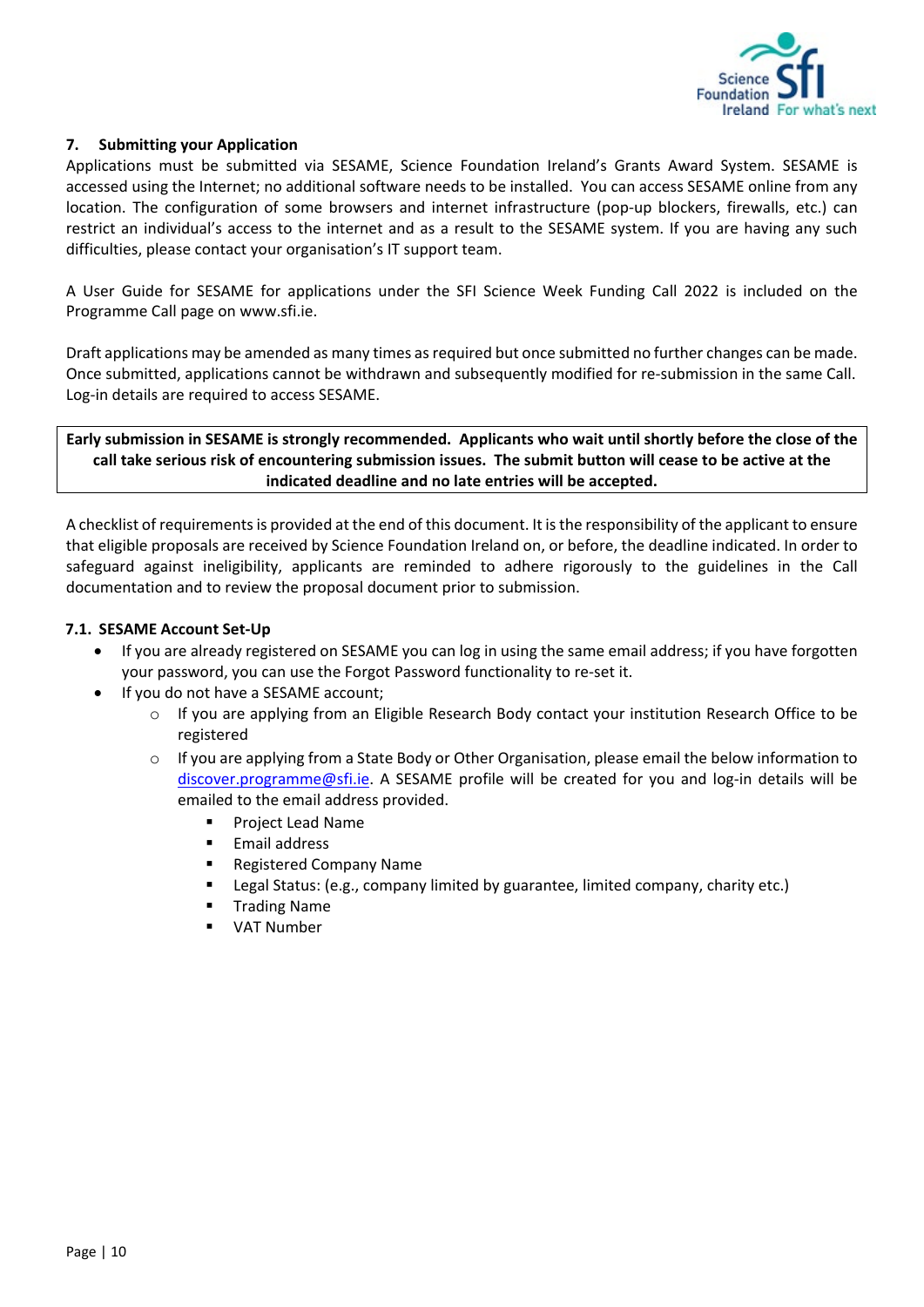## 7. Submitting your Application

Applications must be submitted via SESAME, Science Foundation Ireland's Grants Award System. SESAME is accessed using the Internet; no additional software needs to be installed. You can access SESAME online from any location. The configuration of some browsers and internet infrastructure (pop-up blockers, firewalls, etc.) can restrict an individual's access to the internet and as a result to the SESAME system. If you are having any such difficulties, please contact your organisation's IT support team.

A User Guide for SESAME for applications under the SFI Science Week Funding Call 2022 is included on the Programme Call page on www.sfi.ie.

Draft applications may be amended as many times as required but once submitted no further changes can be made. Once submitted, applications cannot be withdrawn and subsequently modified for re-submission in the same Call. Log-in details are required to access SESAME.

**Early submission in SESAME is strongly recommended. Applicants who wait until shortly before the close of the call take serious risk of encountering submission issues. The submit button will cease to be active at the indicated deadline and no late entries will be accepted.**

A checklist of requirements is provided at the end of this document. It is the responsibility of the applicant to ensure that eligible proposals are received by Science Foundation Ireland on, or before, the deadline indicated. In order to safeguard against ineligibility, applicants are reminded to adhere rigorously to the guidelines in the Call documentation and to review the proposal document prior to submission.

### 7.1. SESAME Account Set-Up

- If you are already registered on SESAME you can log in using the same email address; if you have forgotten your password, you can use the Forgot Password functionality to re-set it.
- If you do not have a SESAME account;
  - If you are applying from an Eligible Research Body contact your institution Research Office to be registered
  - If you are applying from a State Body or Other Organisation, please email the below information to discover.programme@sfi.ie. A SESAME profile will be created for you and log-in details will be emailed to the email address provided.
    - Project Lead Name
    - Email address
    - Registered Company Name
    - Legal Status: (e.g., company limited by guarantee, limited company, charity etc.)
    - Trading Name
    - VAT Number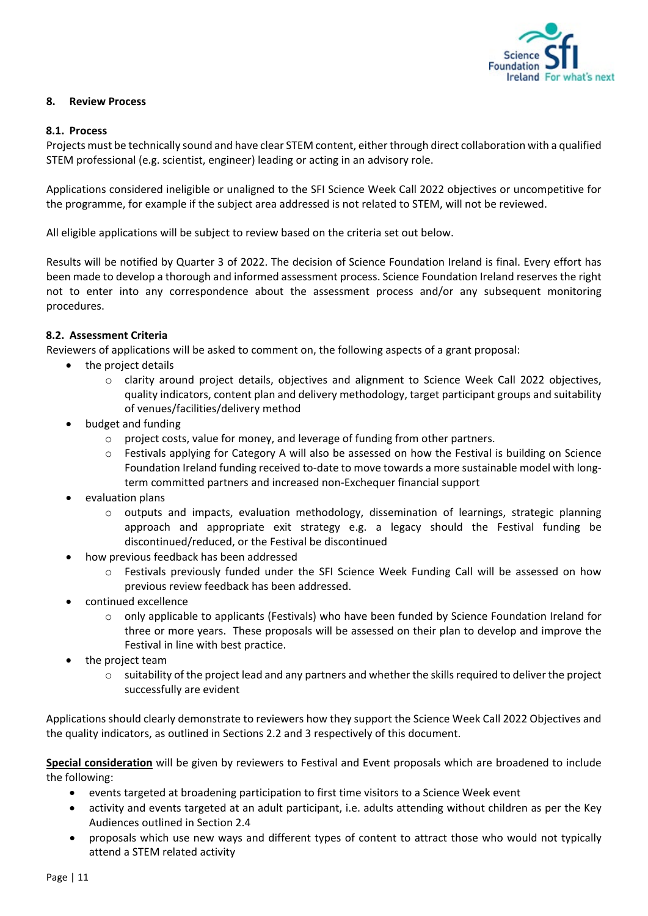## 8. Review Process

### 8.1. Process

Projects must be technically sound and have clear STEM content, either through direct collaboration with a qualified STEM professional (e.g. scientist, engineer) leading or acting in an advisory role.

Applications considered ineligible or unaligned to the SFI Science Week Call 2022 objectives or uncompetitive for the programme, for example if the subject area addressed is not related to STEM, will not be reviewed.

All eligible applications will be subject to review based on the criteria set out below.

Results will be notified by Quarter 3 of 2022. The decision of Science Foundation Ireland is final. Every effort has been made to develop a thorough and informed assessment process. Science Foundation Ireland reserves the right not to enter into any correspondence about the assessment process and/or any subsequent monitoring procedures.

### 8.2. Assessment Criteria

Reviewers of applications will be asked to comment on, the following aspects of a grant proposal:

- the project details
  - clarity around project details, objectives and alignment to Science Week Call 2022 objectives, quality indicators, content plan and delivery methodology, target participant groups and suitability of venues/facilities/delivery method
- budget and funding
  - project costs, value for money, and leverage of funding from other partners.
  - Festivals applying for Category A will also be assessed on how the Festival is building on Science Foundation Ireland funding received to-date to move towards a more sustainable model with long-term committed partners and increased non-Exchequer financial support
- evaluation plans
  - outputs and impacts, evaluation methodology, dissemination of learnings, strategic planning approach and appropriate exit strategy e.g. a legacy should the Festival funding be discontinued/reduced, or the Festival be discontinued
- how previous feedback has been addressed
  - Festivals previously funded under the SFI Science Week Funding Call will be assessed on how previous review feedback has been addressed.
- continued excellence
  - only applicable to applicants (Festivals) who have been funded by Science Foundation Ireland for three or more years. These proposals will be assessed on their plan to develop and improve the Festival in line with best practice.
- the project team
  - suitability of the project lead and any partners and whether the skills required to deliver the project successfully are evident

Applications should clearly demonstrate to reviewers how they support the Science Week Call 2022 Objectives and the quality indicators, as outlined in Sections 2.2 and 3 respectively of this document.

**Special consideration** will be given by reviewers to Festival and Event proposals which are broadened to include the following:

- events targeted at broadening participation to first time visitors to a Science Week event
- activity and events targeted at an adult participant, i.e. adults attending without children as per the Key Audiences outlined in Section 2.4
- proposals which use new ways and different types of content to attract those who would not typically attend a STEM related activity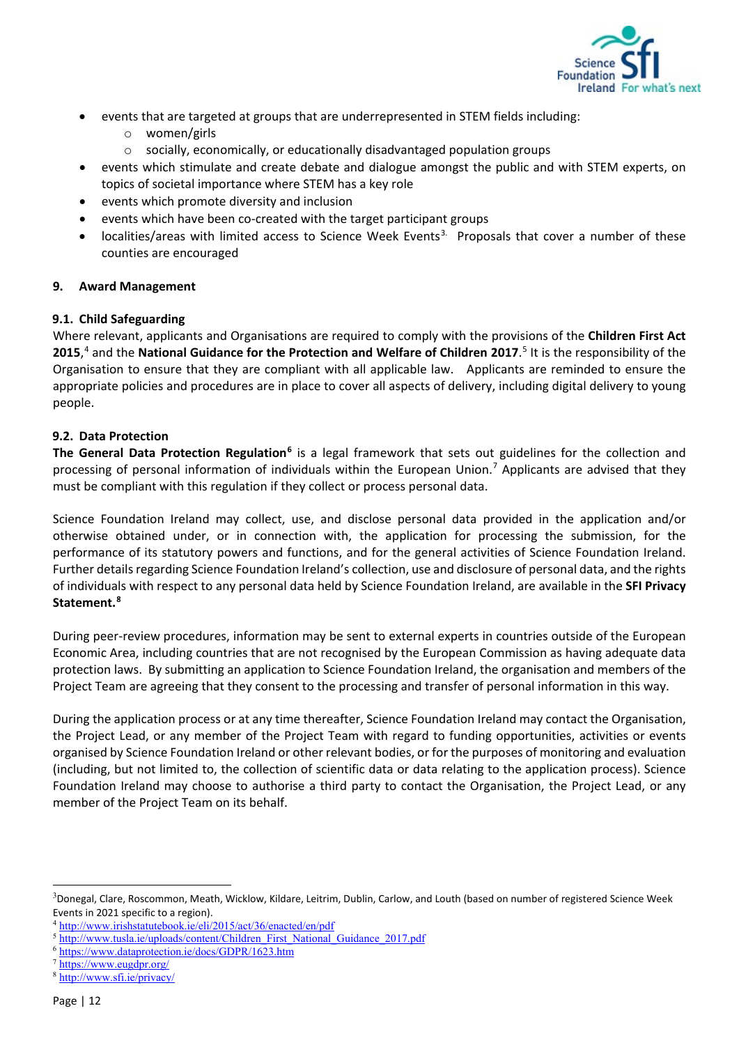- events that are targeted at groups that are underrepresented in STEM fields including:
  - women/girls
  - socially, economically, or educationally disadvantaged population groups
- events which stimulate and create debate and dialogue amongst the public and with STEM experts, on topics of societal importance where STEM has a key role
- events which promote diversity and inclusion
- events which have been co-created with the target participant groups
- localities/areas with limited access to Science Week Events[3]. Proposals that cover a number of these counties are encouraged

## 9. Award Management

### 9.1. Child Safeguarding

Where relevant, applicants and Organisations are required to comply with the provisions of the **Children First Act 2015**,[4] and the **National Guidance for the Protection and Welfare of Children 2017**.[5] It is the responsibility of the Organisation to ensure that they are compliant with all applicable law. Applicants are reminded to ensure the appropriate policies and procedures are in place to cover all aspects of delivery, including digital delivery to young people.

### 9.2. Data Protection

**The General Data Protection Regulation**[6] is a legal framework that sets out guidelines for the collection and processing of personal information of individuals within the European Union.[7] Applicants are advised that they must be compliant with this regulation if they collect or process personal data.

Science Foundation Ireland may collect, use, and disclose personal data provided in the application and/or otherwise obtained under, or in connection with, the application for processing the submission, for the performance of its statutory powers and functions, and for the general activities of Science Foundation Ireland. Further details regarding Science Foundation Ireland's collection, use and disclosure of personal data, and the rights of individuals with respect to any personal data held by Science Foundation Ireland, are available in the **SFI Privacy Statement.**[8]

During peer-review procedures, information may be sent to external experts in countries outside of the European Economic Area, including countries that are not recognised by the European Commission as having adequate data protection laws. By submitting an application to Science Foundation Ireland, the organisation and members of the Project Team are agreeing that they consent to the processing and transfer of personal information in this way.

During the application process or at any time thereafter, Science Foundation Ireland may contact the Organisation, the Project Lead, or any member of the Project Team with regard to funding opportunities, activities or events organised by Science Foundation Ireland or other relevant bodies, or for the purposes of monitoring and evaluation (including, but not limited to, the collection of scientific data or data relating to the application process). Science Foundation Ireland may choose to authorise a third party to contact the Organisation, the Project Lead, or any member of the Project Team on its behalf.

---

[3] Donegal, Clare, Roscommon, Meath, Wicklow, Kildare, Leitrim, Dublin, Carlow, and Louth (based on number of registered Science Week Events in 2021 specific to a region).

[4] http://www.irishstatutebook.ie/eli/2015/act/36/enacted/en/pdf

[5] http://www.tusla.ie/uploads/content/Children_First_National_Guidance_2017.pdf

[6] https://www.dataprotection.ie/docs/GDPR/1623.htm

[7] https://www.eugdpr.org/

[8] http://www.sfi.ie/privacy/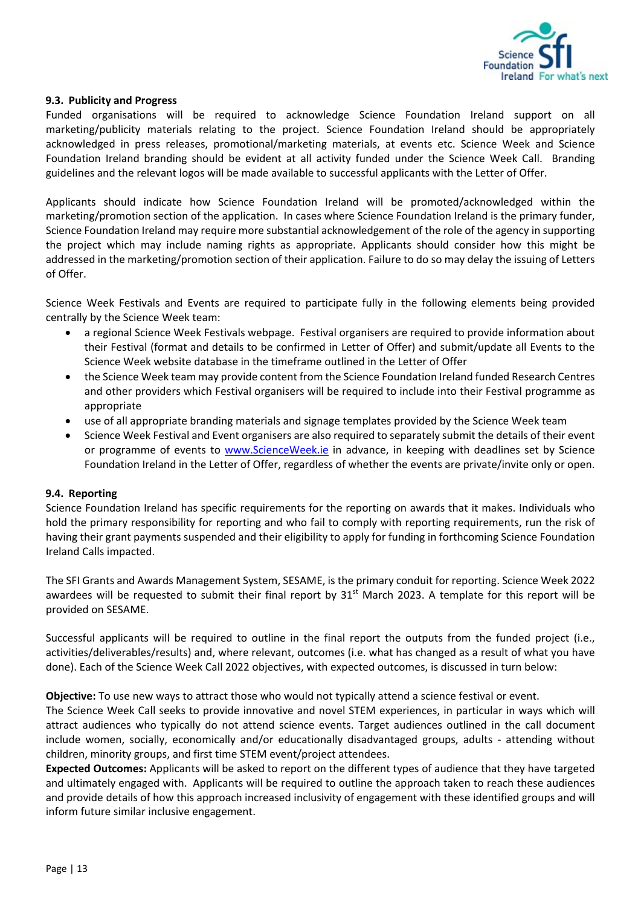### 9.3. Publicity and Progress

Funded organisations will be required to acknowledge Science Foundation Ireland support on all marketing/publicity materials relating to the project. Science Foundation Ireland should be appropriately acknowledged in press releases, promotional/marketing materials, at events etc. Science Week and Science Foundation Ireland branding should be evident at all activity funded under the Science Week Call. Branding guidelines and the relevant logos will be made available to successful applicants with the Letter of Offer.

Applicants should indicate how Science Foundation Ireland will be promoted/acknowledged within the marketing/promotion section of the application. In cases where Science Foundation Ireland is the primary funder, Science Foundation Ireland may require more substantial acknowledgement of the role of the agency in supporting the project which may include naming rights as appropriate. Applicants should consider how this might be addressed in the marketing/promotion section of their application. Failure to do so may delay the issuing of Letters of Offer.

Science Week Festivals and Events are required to participate fully in the following elements being provided centrally by the Science Week team:

- a regional Science Week Festivals webpage. Festival organisers are required to provide information about their Festival (format and details to be confirmed in Letter of Offer) and submit/update all Events to the Science Week website database in the timeframe outlined in the Letter of Offer
- the Science Week team may provide content from the Science Foundation Ireland funded Research Centres and other providers which Festival organisers will be required to include into their Festival programme as appropriate
- use of all appropriate branding materials and signage templates provided by the Science Week team
- Science Week Festival and Event organisers are also required to separately submit the details of their event or programme of events to www.ScienceWeek.ie in advance, in keeping with deadlines set by Science Foundation Ireland in the Letter of Offer, regardless of whether the events are private/invite only or open.

### 9.4. Reporting

Science Foundation Ireland has specific requirements for the reporting on awards that it makes. Individuals who hold the primary responsibility for reporting and who fail to comply with reporting requirements, run the risk of having their grant payments suspended and their eligibility to apply for funding in forthcoming Science Foundation Ireland Calls impacted.

The SFI Grants and Awards Management System, SESAME, is the primary conduit for reporting. Science Week 2022 awardees will be requested to submit their final report by 31st March 2023. A template for this report will be provided on SESAME.

Successful applicants will be required to outline in the final report the outputs from the funded project (i.e., activities/deliverables/results) and, where relevant, outcomes (i.e. what has changed as a result of what you have done). Each of the Science Week Call 2022 objectives, with expected outcomes, is discussed in turn below:

**Objective:** To use new ways to attract those who would not typically attend a science festival or event.
The Science Week Call seeks to provide innovative and novel STEM experiences, in particular in ways which will attract audiences who typically do not attend science events. Target audiences outlined in the call document include women, socially, economically and/or educationally disadvantaged groups, adults - attending without children, minority groups, and first time STEM event/project attendees.
**Expected Outcomes:** Applicants will be asked to report on the different types of audience that they have targeted and ultimately engaged with. Applicants will be required to outline the approach taken to reach these audiences and provide details of how this approach increased inclusivity of engagement with these identified groups and will inform future similar inclusive engagement.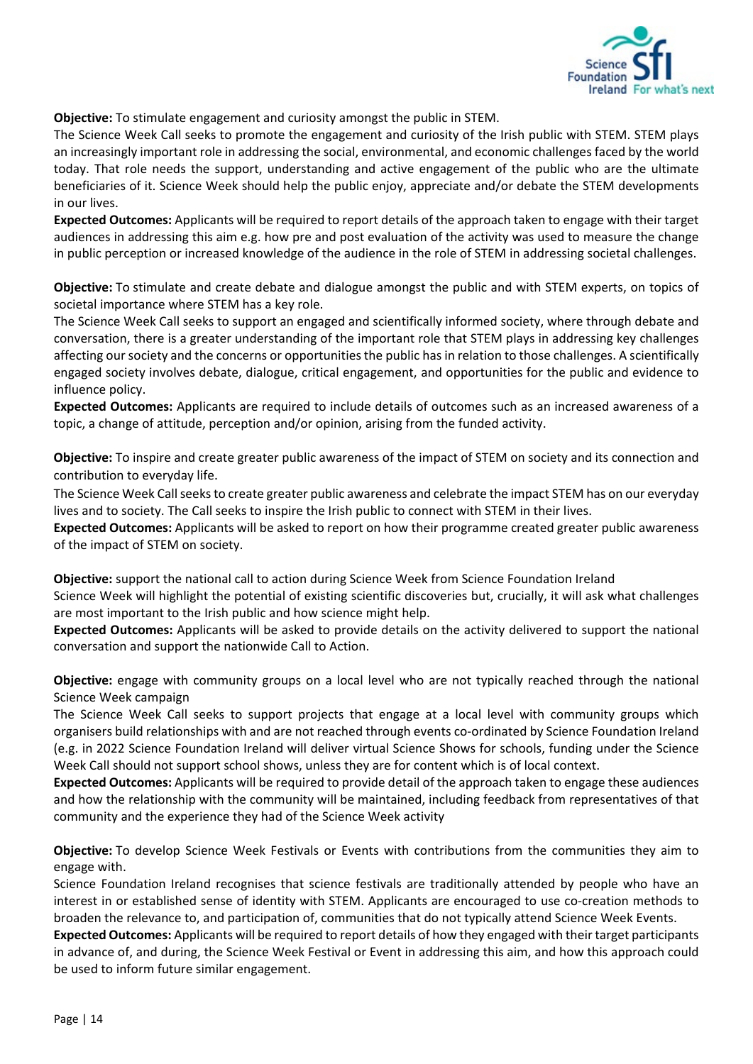**Objective:** To stimulate engagement and curiosity amongst the public in STEM.

The Science Week Call seeks to promote the engagement and curiosity of the Irish public with STEM. STEM plays an increasingly important role in addressing the social, environmental, and economic challenges faced by the world today. That role needs the support, understanding and active engagement of the public who are the ultimate beneficiaries of it. Science Week should help the public enjoy, appreciate and/or debate the STEM developments in our lives.

**Expected Outcomes:** Applicants will be required to report details of the approach taken to engage with their target audiences in addressing this aim e.g. how pre and post evaluation of the activity was used to measure the change in public perception or increased knowledge of the audience in the role of STEM in addressing societal challenges.

**Objective:** To stimulate and create debate and dialogue amongst the public and with STEM experts, on topics of societal importance where STEM has a key role.

The Science Week Call seeks to support an engaged and scientifically informed society, where through debate and conversation, there is a greater understanding of the important role that STEM plays in addressing key challenges affecting our society and the concerns or opportunities the public has in relation to those challenges. A scientifically engaged society involves debate, dialogue, critical engagement, and opportunities for the public and evidence to influence policy.

**Expected Outcomes:** Applicants are required to include details of outcomes such as an increased awareness of a topic, a change of attitude, perception and/or opinion, arising from the funded activity.

**Objective:** To inspire and create greater public awareness of the impact of STEM on society and its connection and contribution to everyday life.

The Science Week Call seeks to create greater public awareness and celebrate the impact STEM has on our everyday lives and to society. The Call seeks to inspire the Irish public to connect with STEM in their lives.

**Expected Outcomes:** Applicants will be asked to report on how their programme created greater public awareness of the impact of STEM on society.

**Objective:** support the national call to action during Science Week from Science Foundation Ireland

Science Week will highlight the potential of existing scientific discoveries but, crucially, it will ask what challenges are most important to the Irish public and how science might help.

**Expected Outcomes:** Applicants will be asked to provide details on the activity delivered to support the national conversation and support the nationwide Call to Action.

**Objective:** engage with community groups on a local level who are not typically reached through the national Science Week campaign

The Science Week Call seeks to support projects that engage at a local level with community groups which organisers build relationships with and are not reached through events co-ordinated by Science Foundation Ireland (e.g. in 2022 Science Foundation Ireland will deliver virtual Science Shows for schools, funding under the Science Week Call should not support school shows, unless they are for content which is of local context.

**Expected Outcomes:** Applicants will be required to provide detail of the approach taken to engage these audiences and how the relationship with the community will be maintained, including feedback from representatives of that community and the experience they had of the Science Week activity

**Objective:** To develop Science Week Festivals or Events with contributions from the communities they aim to engage with.

Science Foundation Ireland recognises that science festivals are traditionally attended by people who have an interest in or established sense of identity with STEM. Applicants are encouraged to use co-creation methods to broaden the relevance to, and participation of, communities that do not typically attend Science Week Events.

**Expected Outcomes:** Applicants will be required to report details of how they engaged with their target participants in advance of, and during, the Science Week Festival or Event in addressing this aim, and how this approach could be used to inform future similar engagement.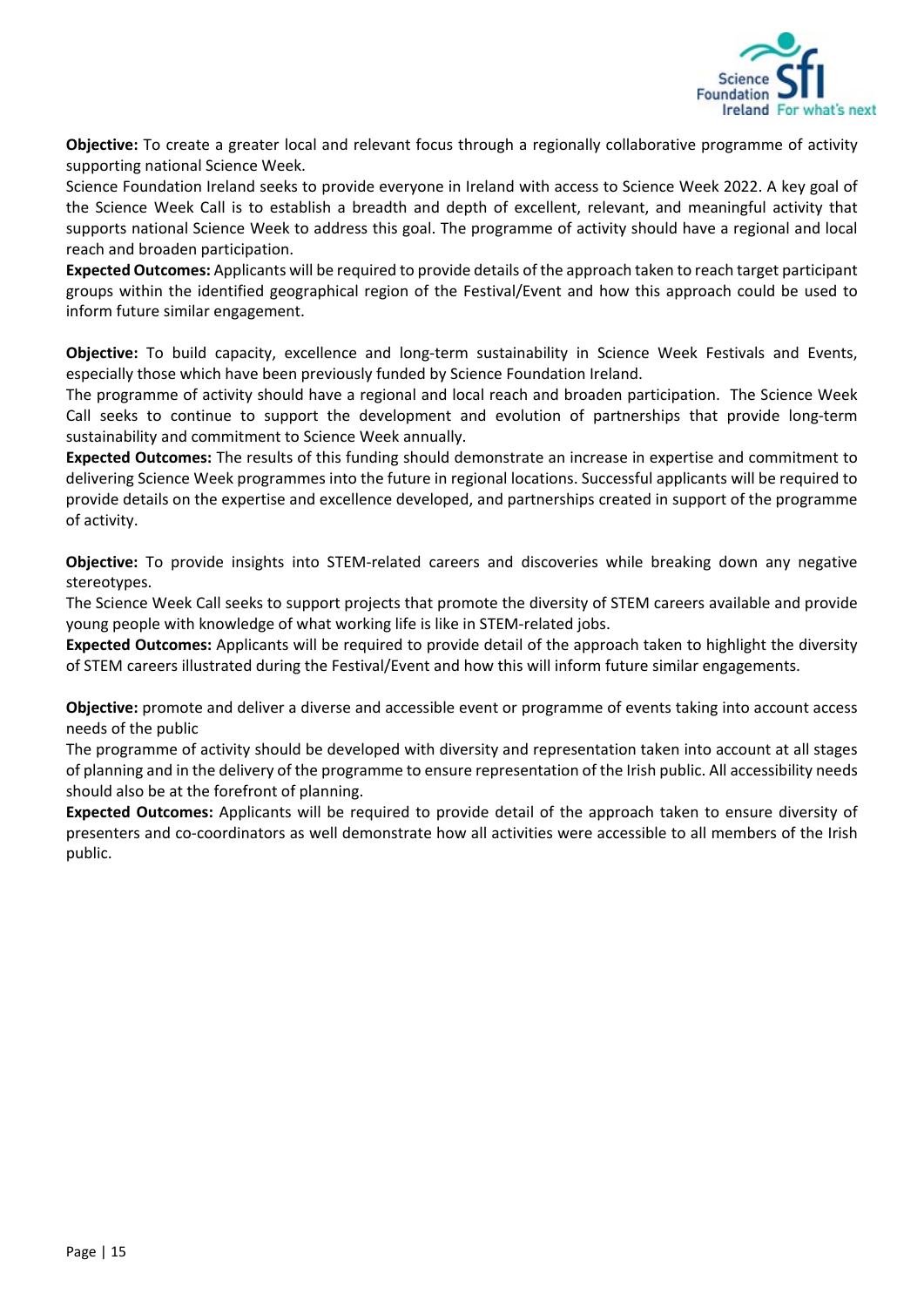**Objective:** To create a greater local and relevant focus through a regionally collaborative programme of activity supporting national Science Week.

Science Foundation Ireland seeks to provide everyone in Ireland with access to Science Week 2022. A key goal of the Science Week Call is to establish a breadth and depth of excellent, relevant, and meaningful activity that supports national Science Week to address this goal. The programme of activity should have a regional and local reach and broaden participation.

**Expected Outcomes:** Applicants will be required to provide details of the approach taken to reach target participant groups within the identified geographical region of the Festival/Event and how this approach could be used to inform future similar engagement.

**Objective:** To build capacity, excellence and long-term sustainability in Science Week Festivals and Events, especially those which have been previously funded by Science Foundation Ireland.

The programme of activity should have a regional and local reach and broaden participation. The Science Week Call seeks to continue to support the development and evolution of partnerships that provide long-term sustainability and commitment to Science Week annually.

**Expected Outcomes:** The results of this funding should demonstrate an increase in expertise and commitment to delivering Science Week programmes into the future in regional locations. Successful applicants will be required to provide details on the expertise and excellence developed, and partnerships created in support of the programme of activity.

**Objective:** To provide insights into STEM-related careers and discoveries while breaking down any negative stereotypes.

The Science Week Call seeks to support projects that promote the diversity of STEM careers available and provide young people with knowledge of what working life is like in STEM-related jobs.

**Expected Outcomes:** Applicants will be required to provide detail of the approach taken to highlight the diversity of STEM careers illustrated during the Festival/Event and how this will inform future similar engagements.

**Objective:** promote and deliver a diverse and accessible event or programme of events taking into account access needs of the public

The programme of activity should be developed with diversity and representation taken into account at all stages of planning and in the delivery of the programme to ensure representation of the Irish public. All accessibility needs should also be at the forefront of planning.

**Expected Outcomes:** Applicants will be required to provide detail of the approach taken to ensure diversity of presenters and co-coordinators as well demonstrate how all activities were accessible to all members of the Irish public.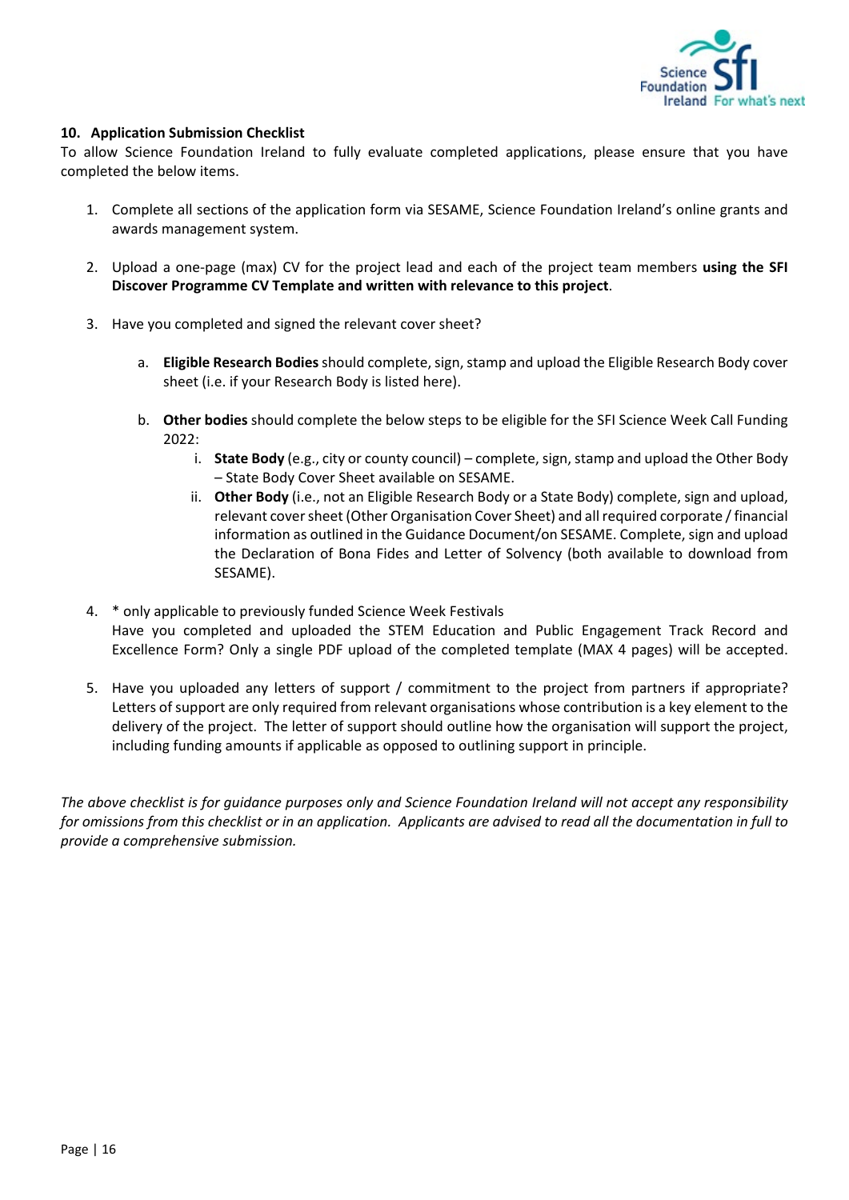## 10. Application Submission Checklist

To allow Science Foundation Ireland to fully evaluate completed applications, please ensure that you have completed the below items.

1. Complete all sections of the application form via SESAME, Science Foundation Ireland's online grants and awards management system.

2. Upload a one-page (max) CV for the project lead and each of the project team members **using the SFI Discover Programme CV Template and written with relevance to this project**.

3. Have you completed and signed the relevant cover sheet?

   a. **Eligible Research Bodies** should complete, sign, stamp and upload the Eligible Research Body cover sheet (i.e. if your Research Body is listed here).

   b. **Other bodies** should complete the below steps to be eligible for the SFI Science Week Call Funding 2022:
      i. **State Body** (e.g., city or county council) – complete, sign, stamp and upload the Other Body – State Body Cover Sheet available on SESAME.
      ii. **Other Body** (i.e., not an Eligible Research Body or a State Body) complete, sign and upload, relevant cover sheet (Other Organisation Cover Sheet) and all required corporate / financial information as outlined in the Guidance Document/on SESAME. Complete, sign and upload the Declaration of Bona Fides and Letter of Solvency (both available to download from SESAME).

4. * only applicable to previously funded Science Week Festivals
   Have you completed and uploaded the STEM Education and Public Engagement Track Record and Excellence Form? Only a single PDF upload of the completed template (MAX 4 pages) will be accepted.

5. Have you uploaded any letters of support / commitment to the project from partners if appropriate? Letters of support are only required from relevant organisations whose contribution is a key element to the delivery of the project. The letter of support should outline how the organisation will support the project, including funding amounts if applicable as opposed to outlining support in principle.

*The above checklist is for guidance purposes only and Science Foundation Ireland will not accept any responsibility for omissions from this checklist or in an application. Applicants are advised to read all the documentation in full to provide a comprehensive submission.*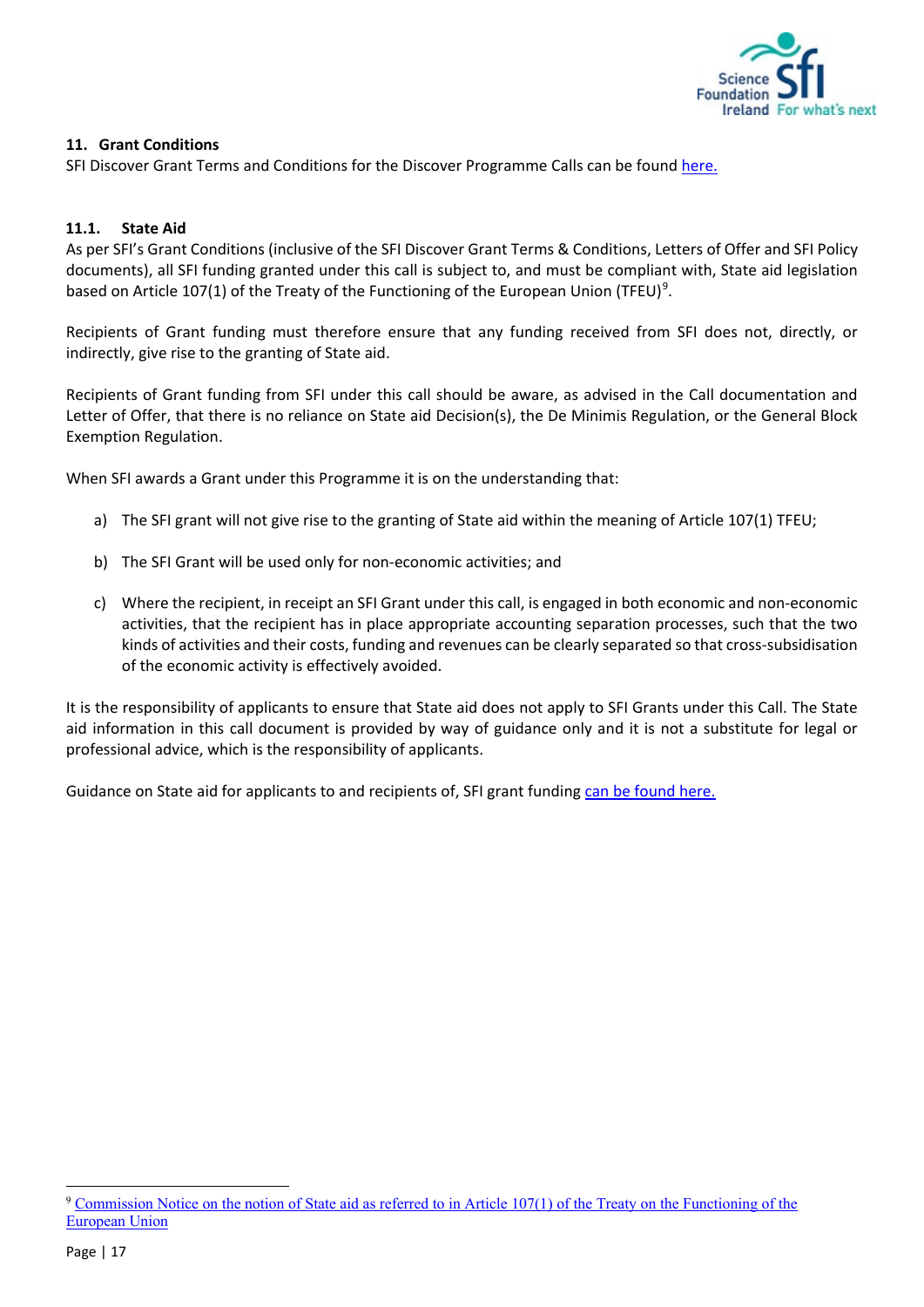## 11. Grant Conditions

SFI Discover Grant Terms and Conditions for the Discover Programme Calls can be found here.

### 11.1. State Aid

As per SFI's Grant Conditions (inclusive of the SFI Discover Grant Terms & Conditions, Letters of Offer and SFI Policy documents), all SFI funding granted under this call is subject to, and must be compliant with, State aid legislation based on Article 107(1) of the Treaty of the Functioning of the European Union (TFEU)[9].

Recipients of Grant funding must therefore ensure that any funding received from SFI does not, directly, or indirectly, give rise to the granting of State aid.

Recipients of Grant funding from SFI under this call should be aware, as advised in the Call documentation and Letter of Offer, that there is no reliance on State aid Decision(s), the De Minimis Regulation, or the General Block Exemption Regulation.

When SFI awards a Grant under this Programme it is on the understanding that:

a) The SFI grant will not give rise to the granting of State aid within the meaning of Article 107(1) TFEU;

b) The SFI Grant will be used only for non-economic activities; and

c) Where the recipient, in receipt an SFI Grant under this call, is engaged in both economic and non-economic activities, that the recipient has in place appropriate accounting separation processes, such that the two kinds of activities and their costs, funding and revenues can be clearly separated so that cross-subsidisation of the economic activity is effectively avoided.

It is the responsibility of applicants to ensure that State aid does not apply to SFI Grants under this Call. The State aid information in this call document is provided by way of guidance only and it is not a substitute for legal or professional advice, which is the responsibility of applicants.

Guidance on State aid for applicants to and recipients of, SFI grant funding can be found here.

---

[9] Commission Notice on the notion of State aid as referred to in Article 107(1) of the Treaty on the Functioning of the European Union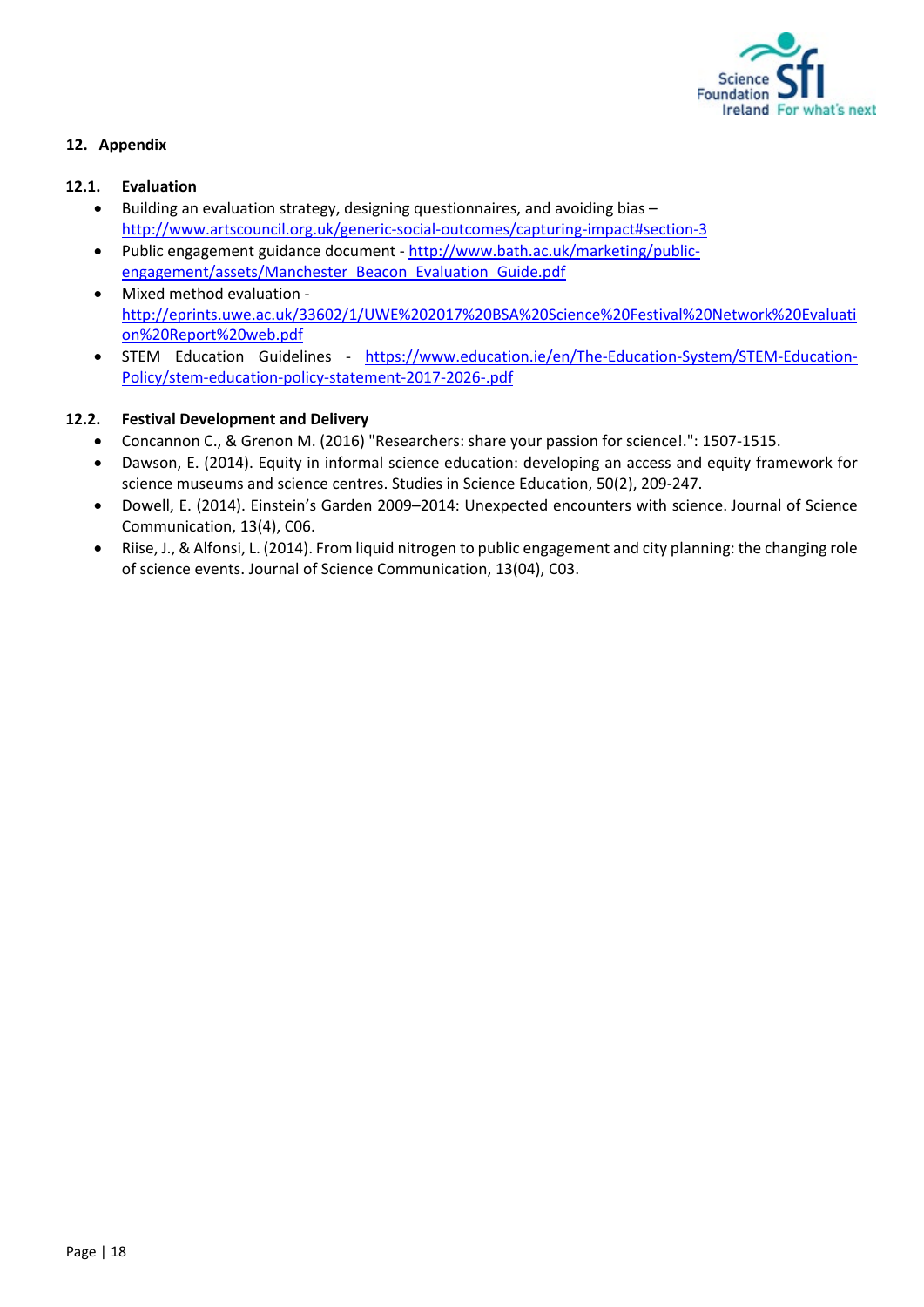## 12. Appendix

### 12.1. Evaluation

- Building an evaluation strategy, designing questionnaires, and avoiding bias – http://www.artscouncil.org.uk/generic-social-outcomes/capturing-impact#section-3
- Public engagement guidance document - http://www.bath.ac.uk/marketing/public-engagement/assets/Manchester_Beacon_Evaluation_Guide.pdf
- Mixed method evaluation - http://eprints.uwe.ac.uk/33602/1/UWE%202017%20BSA%20Science%20Festival%20Network%20Evaluation%20Report%20web.pdf
- STEM Education Guidelines - https://www.education.ie/en/The-Education-System/STEM-Education-Policy/stem-education-policy-statement-2017-2026-.pdf

### 12.2. Festival Development and Delivery

- Concannon C., & Grenon M. (2016) "Researchers: share your passion for science!.": 1507-1515.
- Dawson, E. (2014). Equity in informal science education: developing an access and equity framework for science museums and science centres. Studies in Science Education, 50(2), 209-247.
- Dowell, E. (2014). Einstein's Garden 2009–2014: Unexpected encounters with science. Journal of Science Communication, 13(4), C06.
- Riise, J., & Alfonsi, L. (2014). From liquid nitrogen to public engagement and city planning: the changing role of science events. Journal of Science Communication, 13(04), C03.